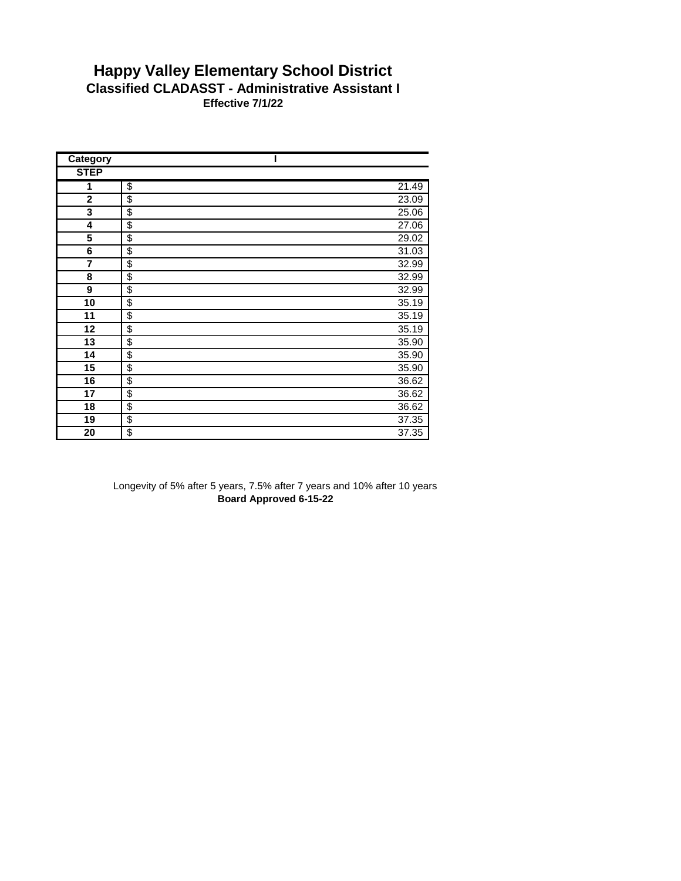# Happy Valley Elementary School District

## Classified CLADASST - Administrative Assistant I

**Effective 7/1/22**

| Category | I |
|---|---|
| **STEP** | |
| 1 | $ 21.49 |
| 2 | $ 23.09 |
| 3 | $ 25.06 |
| 4 | $ 27.06 |
| 5 | $ 29.02 |
| 6 | $ 31.03 |
| 7 | $ 32.99 |
| 8 | $ 32.99 |
| 9 | $ 32.99 |
| 10 | $ 35.19 |
| 11 | $ 35.19 |
| 12 | $ 35.19 |
| 13 | $ 35.90 |
| 14 | $ 35.90 |
| 15 | $ 35.90 |
| 16 | $ 36.62 |
| 17 | $ 36.62 |
| 18 | $ 36.62 |
| 19 | $ 37.35 |
| 20 | $ 37.35 |

Longevity of 5% after 5 years, 7.5% after 7 years and 10% after 10 years

**Board Approved 6-15-22**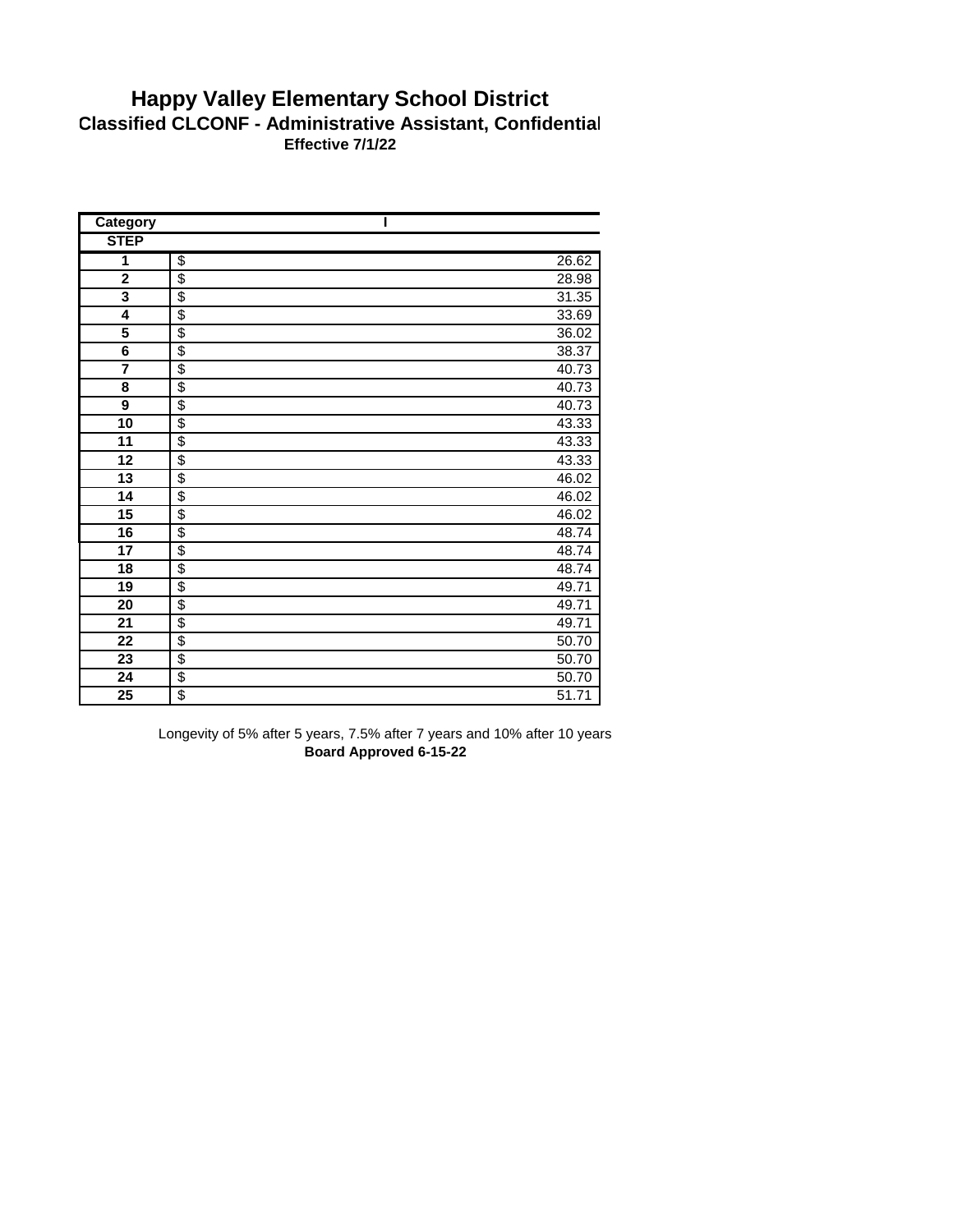# Happy Valley Elementary School District

## Classified CLCONF - Administrative Assistant, Confidential

**Effective 7/1/22**

| Category | I |
|---|---|
| **STEP** | |
| **1** | $ 26.62 |
| **2** | $ 28.98 |
| **3** | $ 31.35 |
| **4** | $ 33.69 |
| **5** | $ 36.02 |
| **6** | $ 38.37 |
| **7** | $ 40.73 |
| **8** | $ 40.73 |
| **9** | $ 40.73 |
| **10** | $ 43.33 |
| **11** | $ 43.33 |
| **12** | $ 43.33 |
| **13** | $ 46.02 |
| **14** | $ 46.02 |
| **15** | $ 46.02 |
| **16** | $ 48.74 |
| **17** | $ 48.74 |
| **18** | $ 48.74 |
| **19** | $ 49.71 |
| **20** | $ 49.71 |
| **21** | $ 49.71 |
| **22** | $ 50.70 |
| **23** | $ 50.70 |
| **24** | $ 50.70 |
| **25** | $ 51.71 |

Longevity of 5% after 5 years, 7.5% after 7 years and 10% after 10 years

**Board Approved 6-15-22**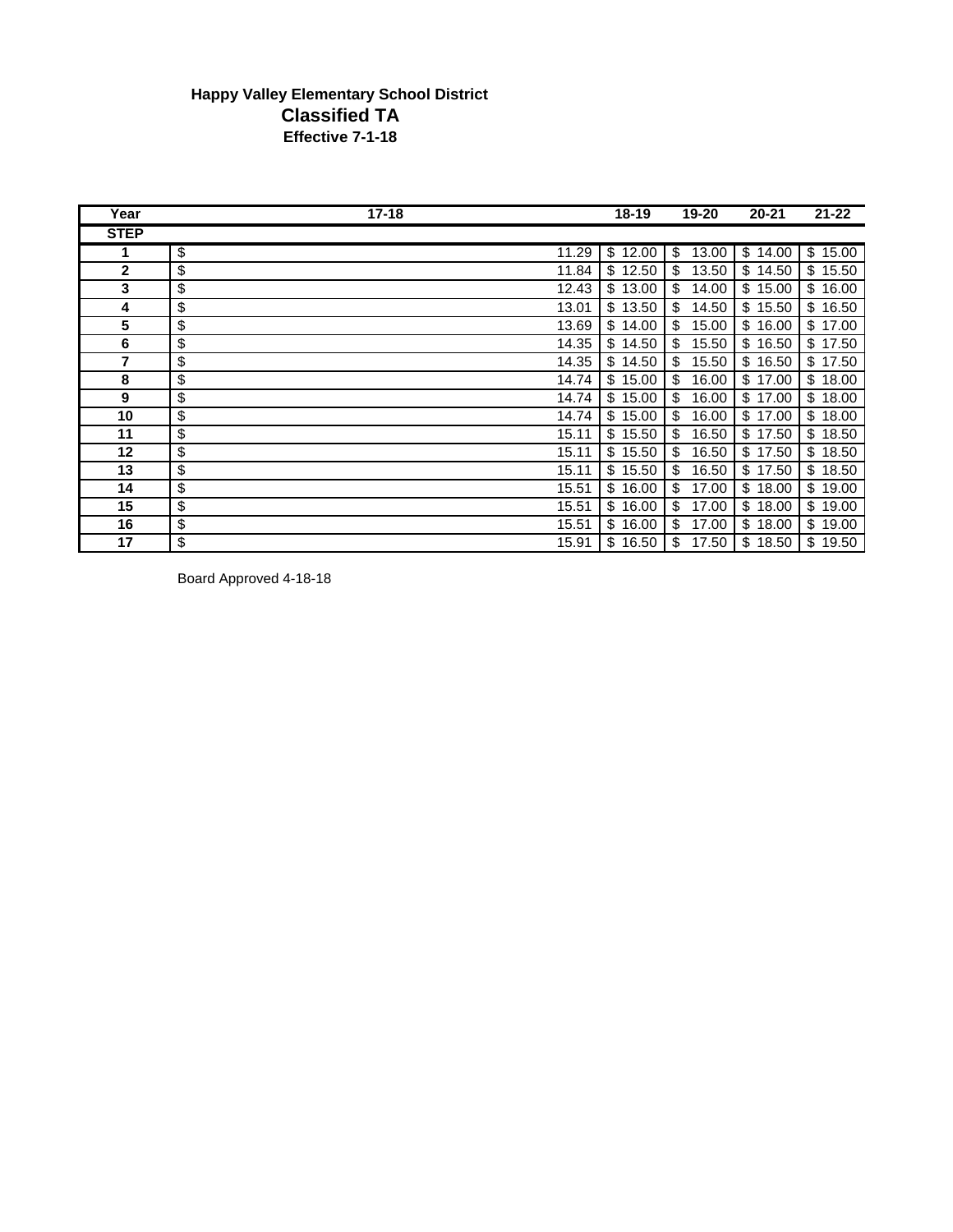**Happy Valley Elementary School District**

**Classified TA**

**Effective 7-1-18**

| Year | 17-18 | 18-19 | 19-20 | 20-21 | 21-22 |
|---|---|---|---|---|---|
| **STEP** | | | | | |
| **1** | $ 11.29 | $ 12.00 | $ 13.00 | $ 14.00 | $ 15.00 |
| **2** | $ 11.84 | $ 12.50 | $ 13.50 | $ 14.50 | $ 15.50 |
| **3** | $ 12.43 | $ 13.00 | $ 14.00 | $ 15.00 | $ 16.00 |
| **4** | $ 13.01 | $ 13.50 | $ 14.50 | $ 15.50 | $ 16.50 |
| **5** | $ 13.69 | $ 14.00 | $ 15.00 | $ 16.00 | $ 17.00 |
| **6** | $ 14.35 | $ 14.50 | $ 15.50 | $ 16.50 | $ 17.50 |
| **7** | $ 14.35 | $ 14.50 | $ 15.50 | $ 16.50 | $ 17.50 |
| **8** | $ 14.74 | $ 15.00 | $ 16.00 | $ 17.00 | $ 18.00 |
| **9** | $ 14.74 | $ 15.00 | $ 16.00 | $ 17.00 | $ 18.00 |
| **10** | $ 14.74 | $ 15.00 | $ 16.00 | $ 17.00 | $ 18.00 |
| **11** | $ 15.11 | $ 15.50 | $ 16.50 | $ 17.50 | $ 18.50 |
| **12** | $ 15.11 | $ 15.50 | $ 16.50 | $ 17.50 | $ 18.50 |
| **13** | $ 15.11 | $ 15.50 | $ 16.50 | $ 17.50 | $ 18.50 |
| **14** | $ 15.51 | $ 16.00 | $ 17.00 | $ 18.00 | $ 19.00 |
| **15** | $ 15.51 | $ 16.00 | $ 17.00 | $ 18.00 | $ 19.00 |
| **16** | $ 15.51 | $ 16.00 | $ 17.00 | $ 18.00 | $ 19.00 |
| **17** | $ 15.91 | $ 16.50 | $ 17.50 | $ 18.50 | $ 19.50 |

Board Approved 4-18-18